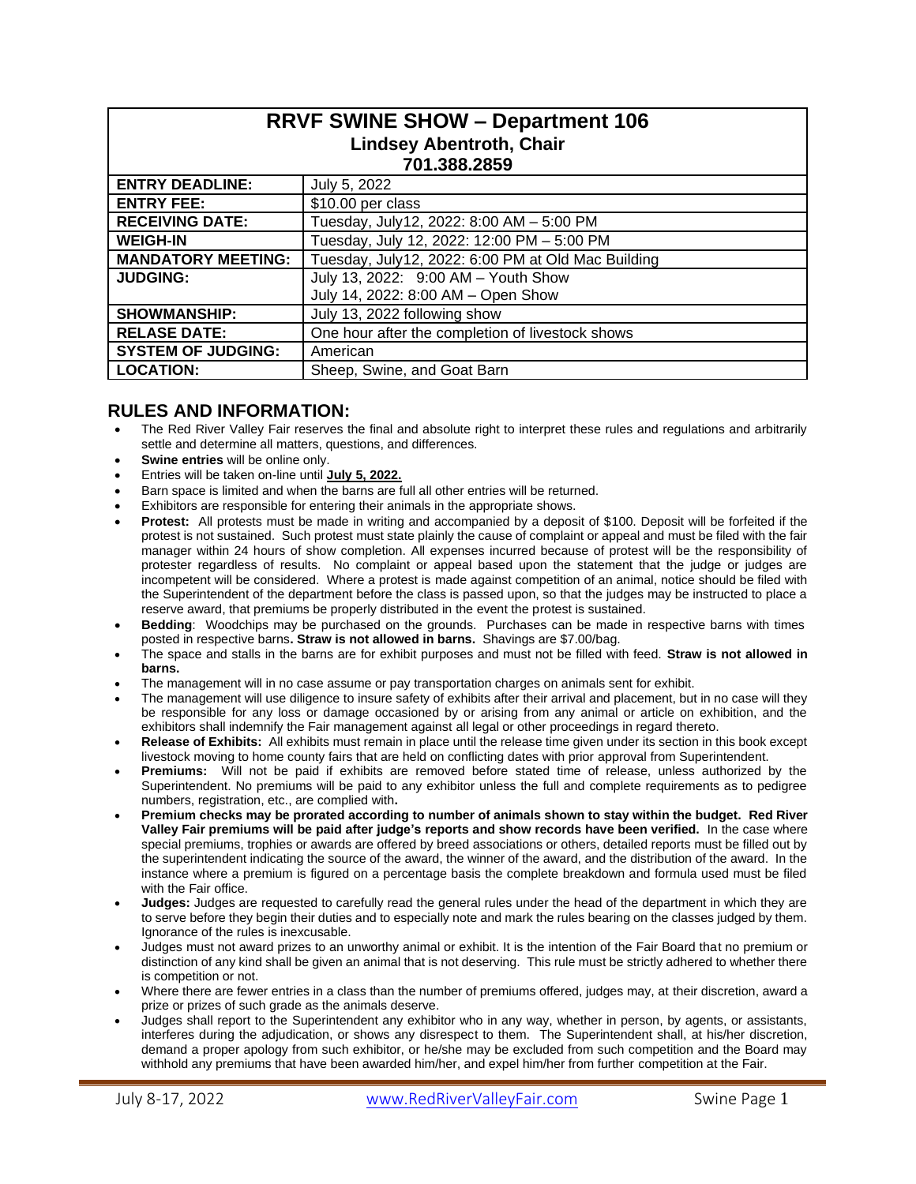# RRVF SWINE SHOW – Department 106

## Lindsey Abentroth, Chair

## 701.388.2859

| | |
|---|---|
| **ENTRY DEADLINE:** | July 5, 2022 |
| **ENTRY FEE:** | $10.00 per class |
| **RECEIVING DATE:** | Tuesday, July12, 2022: 8:00 AM – 5:00 PM |
| **WEIGH-IN** | Tuesday, July 12, 2022: 12:00 PM – 5:00 PM |
| **MANDATORY MEETING:** | Tuesday, July12, 2022: 6:00 PM at Old Mac Building |
| **JUDGING:** | July 13, 2022: 9:00 AM – Youth Show<br>July 14, 2022: 8:00 AM – Open Show |
| **SHOWMANSHIP:** | July 13, 2022 following show |
| **RELASE DATE:** | One hour after the completion of livestock shows |
| **SYSTEM OF JUDGING:** | American |
| **LOCATION:** | Sheep, Swine, and Goat Barn |

## RULES AND INFORMATION:

- The Red River Valley Fair reserves the final and absolute right to interpret these rules and regulations and arbitrarily settle and determine all matters, questions, and differences.
- **Swine entries** will be online only.
- Entries will be taken on-line until **July 5, 2022.**
- Barn space is limited and when the barns are full all other entries will be returned.
- Exhibitors are responsible for entering their animals in the appropriate shows.
- **Protest:** All protests must be made in writing and accompanied by a deposit of $100. Deposit will be forfeited if the protest is not sustained. Such protest must state plainly the cause of complaint or appeal and must be filed with the fair manager within 24 hours of show completion. All expenses incurred because of protest will be the responsibility of protester regardless of results. No complaint or appeal based upon the statement that the judge or judges are incompetent will be considered. Where a protest is made against competition of an animal, notice should be filed with the Superintendent of the department before the class is passed upon, so that the judges may be instructed to place a reserve award, that premiums be properly distributed in the event the protest is sustained.
- **Bedding**: Woodchips may be purchased on the grounds. Purchases can be made in respective barns with times posted in respective barns**. Straw is not allowed in barns.** Shavings are $7.00/bag.
- The space and stalls in the barns are for exhibit purposes and must not be filled with feed. **Straw is not allowed in barns.**
- The management will in no case assume or pay transportation charges on animals sent for exhibit.
- The management will use diligence to insure safety of exhibits after their arrival and placement, but in no case will they be responsible for any loss or damage occasioned by or arising from any animal or article on exhibition, and the exhibitors shall indemnify the Fair management against all legal or other proceedings in regard thereto.
- **Release of Exhibits:** All exhibits must remain in place until the release time given under its section in this book except livestock moving to home county fairs that are held on conflicting dates with prior approval from Superintendent.
- **Premiums:** Will not be paid if exhibits are removed before stated time of release, unless authorized by the Superintendent. No premiums will be paid to any exhibitor unless the full and complete requirements as to pedigree numbers, registration, etc., are complied with**.**
- **Premium checks may be prorated according to number of animals shown to stay within the budget. Red River Valley Fair premiums will be paid after judge's reports and show records have been verified.** In the case where special premiums, trophies or awards are offered by breed associations or others, detailed reports must be filled out by the superintendent indicating the source of the award, the winner of the award, and the distribution of the award. In the instance where a premium is figured on a percentage basis the complete breakdown and formula used must be filed with the Fair office.
- **Judges:** Judges are requested to carefully read the general rules under the head of the department in which they are to serve before they begin their duties and to especially note and mark the rules bearing on the classes judged by them. Ignorance of the rules is inexcusable.
- Judges must not award prizes to an unworthy animal or exhibit. It is the intention of the Fair Board that no premium or distinction of any kind shall be given an animal that is not deserving. This rule must be strictly adhered to whether there is competition or not.
- Where there are fewer entries in a class than the number of premiums offered, judges may, at their discretion, award a prize or prizes of such grade as the animals deserve.
- Judges shall report to the Superintendent any exhibitor who in any way, whether in person, by agents, or assistants, interferes during the adjudication, or shows any disrespect to them. The Superintendent shall, at his/her discretion, demand a proper apology from such exhibitor, or he/she may be excluded from such competition and the Board may withhold any premiums that have been awarded him/her, and expel him/her from further competition at the Fair.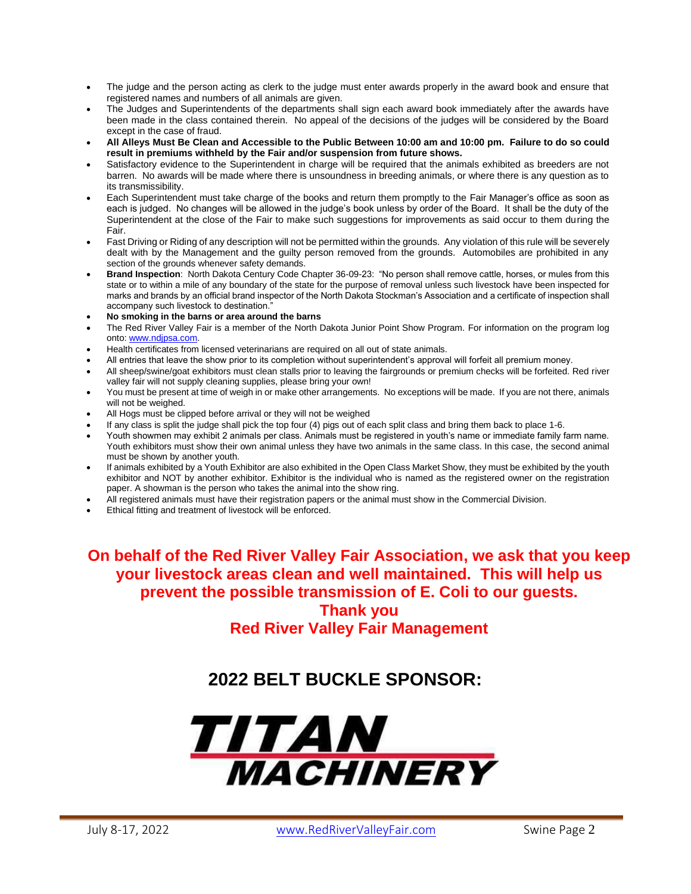- The judge and the person acting as clerk to the judge must enter awards properly in the award book and ensure that registered names and numbers of all animals are given.
- The Judges and Superintendents of the departments shall sign each award book immediately after the awards have been made in the class contained therein. No appeal of the decisions of the judges will be considered by the Board except in the case of fraud.
- **All Alleys Must Be Clean and Accessible to the Public Between 10:00 am and 10:00 pm. Failure to do so could result in premiums withheld by the Fair and/or suspension from future shows.**
- Satisfactory evidence to the Superintendent in charge will be required that the animals exhibited as breeders are not barren. No awards will be made where there is unsoundness in breeding animals, or where there is any question as to its transmissibility.
- Each Superintendent must take charge of the books and return them promptly to the Fair Manager's office as soon as each is judged. No changes will be allowed in the judge's book unless by order of the Board. It shall be the duty of the Superintendent at the close of the Fair to make such suggestions for improvements as said occur to them during the Fair.
- Fast Driving or Riding of any description will not be permitted within the grounds. Any violation of this rule will be severely dealt with by the Management and the guilty person removed from the grounds. Automobiles are prohibited in any section of the grounds whenever safety demands.
- **Brand Inspection**: North Dakota Century Code Chapter 36-09-23: "No person shall remove cattle, horses, or mules from this state or to within a mile of any boundary of the state for the purpose of removal unless such livestock have been inspected for marks and brands by an official brand inspector of the North Dakota Stockman's Association and a certificate of inspection shall accompany such livestock to destination."
- **No smoking in the barns or area around the barns**
- The Red River Valley Fair is a member of the North Dakota Junior Point Show Program. For information on the program log onto: www.ndjpsa.com.
- Health certificates from licensed veterinarians are required on all out of state animals.
- All entries that leave the show prior to its completion without superintendent's approval will forfeit all premium money.
- All sheep/swine/goat exhibitors must clean stalls prior to leaving the fairgrounds or premium checks will be forfeited. Red river valley fair will not supply cleaning supplies, please bring your own!
- You must be present at time of weigh in or make other arrangements. No exceptions will be made. If you are not there, animals will not be weighed.
- All Hogs must be clipped before arrival or they will not be weighed
- If any class is split the judge shall pick the top four (4) pigs out of each split class and bring them back to place 1-6.
- Youth showmen may exhibit 2 animals per class. Animals must be registered in youth's name or immediate family farm name. Youth exhibitors must show their own animal unless they have two animals in the same class. In this case, the second animal must be shown by another youth.
- If animals exhibited by a Youth Exhibitor are also exhibited in the Open Class Market Show, they must be exhibited by the youth exhibitor and NOT by another exhibitor. Exhibitor is the individual who is named as the registered owner on the registration paper. A showman is the person who takes the animal into the show ring.
- All registered animals must have their registration papers or the animal must show in the Commercial Division.
- Ethical fitting and treatment of livestock will be enforced.

**On behalf of the Red River Valley Fair Association, we ask that you keep your livestock areas clean and well maintained. This will help us prevent the possible transmission of E. Coli to our guests.**

**Thank you**

**Red River Valley Fair Management**

## 2022 BELT BUCKLE SPONSOR:

**TITAN MACHINERY**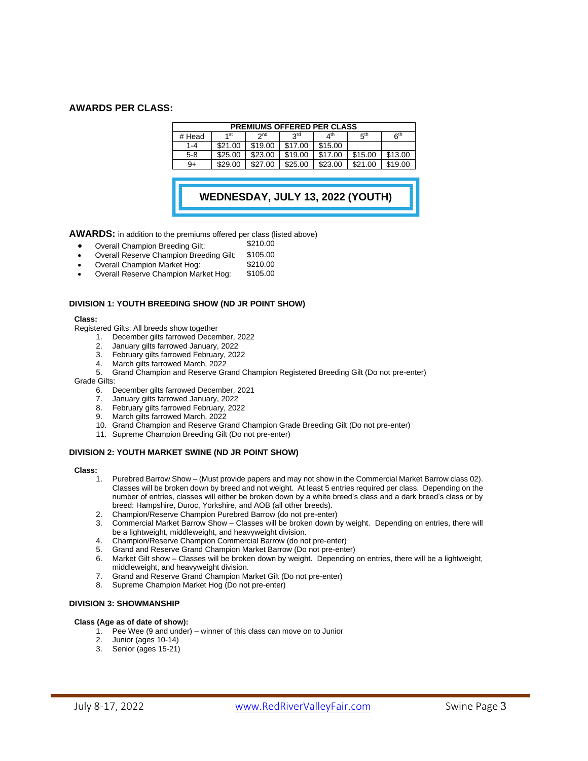## AWARDS PER CLASS:

| PREMIUMS OFFERED PER CLASS | | | | | | |
|---|---|---|---|---|---|---|
| # Head | 1st | 2nd | 3rd | 4th | 5th | 6th |
| 1-4 | $21.00 | $19.00 | $17.00 | $15.00 | | |
| 5-8 | $25.00 | $23.00 | $19.00 | $17.00 | $15.00 | $13.00 |
| 9+ | $29.00 | $27.00 | $25.00 | $23.00 | $21.00 | $19.00 |

## WEDNESDAY, JULY 13, 2022 (YOUTH)

**AWARDS:** in addition to the premiums offered per class (listed above)

- Overall Champion Breeding Gilt: $210.00
- Overall Reserve Champion Breeding Gilt: $105.00
- Overall Champion Market Hog: $210.00
- Overall Reserve Champion Market Hog: $105.00

### DIVISION 1: YOUTH BREEDING SHOW (ND JR POINT SHOW)

**Class:**

Registered Gilts: All breeds show together

1. December gilts farrowed December, 2022
2. January gilts farrowed January, 2022
3. February gilts farrowed February, 2022
4. March gilts farrowed March, 2022
5. Grand Champion and Reserve Grand Champion Registered Breeding Gilt (Do not pre-enter)

Grade Gilts:

6. December gilts farrowed December, 2021
7. January gilts farrowed January, 2022
8. February gilts farrowed February, 2022
9. March gilts farrowed March, 2022
10. Grand Champion and Reserve Grand Champion Grade Breeding Gilt (Do not pre-enter)
11. Supreme Champion Breeding Gilt (Do not pre-enter)

### DIVISION 2: YOUTH MARKET SWINE (ND JR POINT SHOW)

**Class:**

1. Purebred Barrow Show – (Must provide papers and may not show in the Commercial Market Barrow class 02). Classes will be broken down by breed and not weight. At least 5 entries required per class. Depending on the number of entries, classes will either be broken down by a white breed's class and a dark breed's class or by breed: Hampshire, Duroc, Yorkshire, and AOB (all other breeds).
2. Champion/Reserve Champion Purebred Barrow (do not pre-enter)
3. Commercial Market Barrow Show – Classes will be broken down by weight. Depending on entries, there will be a lightweight, middleweight, and heavyweight division.
4. Champion/Reserve Champion Commercial Barrow (do not pre-enter)
5. Grand and Reserve Grand Champion Market Barrow (Do not pre-enter)
6. Market Gilt show – Classes will be broken down by weight. Depending on entries, there will be a lightweight, middleweight, and heavyweight division.
7. Grand and Reserve Grand Champion Market Gilt (Do not pre-enter)
8. Supreme Champion Market Hog (Do not pre-enter)

### DIVISION 3: SHOWMANSHIP

**Class (Age as of date of show):**

1. Pee Wee (9 and under) – winner of this class can move on to Junior
2. Junior (ages 10-14)
3. Senior (ages 15-21)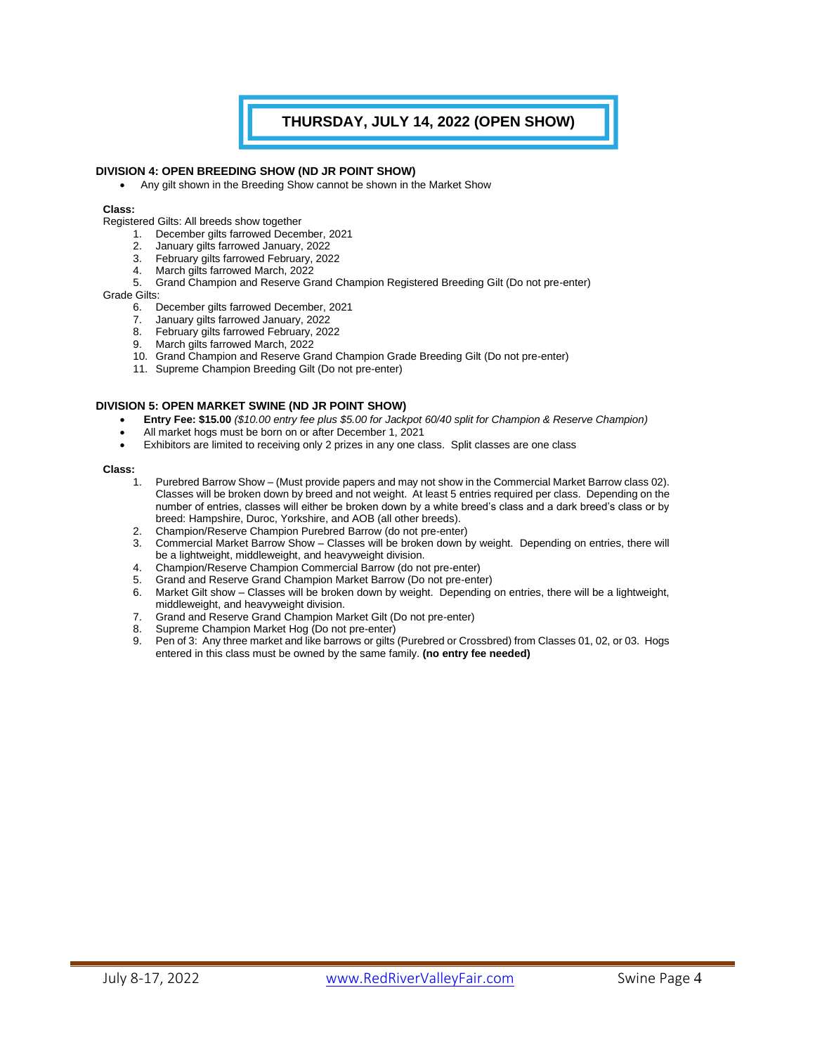# THURSDAY, JULY 14, 2022 (OPEN SHOW)

### DIVISION 4: OPEN BREEDING SHOW (ND JR POINT SHOW)

- Any gilt shown in the Breeding Show cannot be shown in the Market Show

**Class:**

Registered Gilts: All breeds show together

1. December gilts farrowed December, 2021
2. January gilts farrowed January, 2022
3. February gilts farrowed February, 2022
4. March gilts farrowed March, 2022
5. Grand Champion and Reserve Grand Champion Registered Breeding Gilt (Do not pre-enter)

Grade Gilts:

6. December gilts farrowed December, 2021
7. January gilts farrowed January, 2022
8. February gilts farrowed February, 2022
9. March gilts farrowed March, 2022
10. Grand Champion and Reserve Grand Champion Grade Breeding Gilt (Do not pre-enter)
11. Supreme Champion Breeding Gilt (Do not pre-enter)

### DIVISION 5: OPEN MARKET SWINE (ND JR POINT SHOW)

- **Entry Fee: $15.00** *($10.00 entry fee plus $5.00 for Jackpot 60/40 split for Champion & Reserve Champion)*
- All market hogs must be born on or after December 1, 2021
- Exhibitors are limited to receiving only 2 prizes in any one class. Split classes are one class

**Class:**

1. Purebred Barrow Show – (Must provide papers and may not show in the Commercial Market Barrow class 02). Classes will be broken down by breed and not weight. At least 5 entries required per class. Depending on the number of entries, classes will either be broken down by a white breed's class and a dark breed's class or by breed: Hampshire, Duroc, Yorkshire, and AOB (all other breeds).
2. Champion/Reserve Champion Purebred Barrow (do not pre-enter)
3. Commercial Market Barrow Show – Classes will be broken down by weight. Depending on entries, there will be a lightweight, middleweight, and heavyweight division.
4. Champion/Reserve Champion Commercial Barrow (do not pre-enter)
5. Grand and Reserve Grand Champion Market Barrow (Do not pre-enter)
6. Market Gilt show – Classes will be broken down by weight. Depending on entries, there will be a lightweight, middleweight, and heavyweight division.
7. Grand and Reserve Grand Champion Market Gilt (Do not pre-enter)
8. Supreme Champion Market Hog (Do not pre-enter)
9. Pen of 3: Any three market and like barrows or gilts (Purebred or Crossbred) from Classes 01, 02, or 03. Hogs entered in this class must be owned by the same family. **(no entry fee needed)**